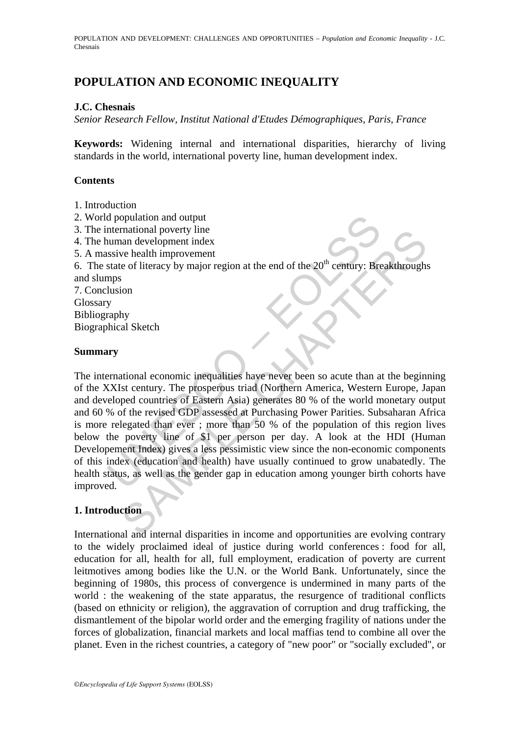# POPULATION AND ECONOMIC INEQUALITY

**J.C. Chesnais**

*Senior Research Fellow, Institut National d'Etudes Démographiques, Paris, France*

**Keywords:** Widening internal and international disparities, hierarchy of living standards in the world, international poverty line, human development index.

## Contents

1. Introduction
2. World population and output
3. The international poverty line
4. The human development index
5. A massive health improvement
6. The state of literacy by major region at the end of the 20th century: Breakthroughs and slumps
7. Conclusion

Glossary
Bibliography
Biographical Sketch

## Summary

The international economic inequalities have never been so acute than at the beginning of the XXIst century. The prosperous triad (Northern America, Western Europe, Japan and developed countries of Eastern Asia) generates 80 % of the world monetary output and 60 % of the revised GDP assessed at Purchasing Power Parities. Subsaharan Africa is more relegated than ever ; more than 50 % of the population of this region lives below the poverty line of $1 per person per day. A look at the HDI (Human Developement Index) gives a less pessimistic view since the non-economic components of this index (education and health) have usually continued to grow unabatedly. The health status, as well as the gender gap in education among younger birth cohorts have improved.

## 1. Introduction

International and internal disparities in income and opportunities are evolving contrary to the widely proclaimed ideal of justice during world conferences : food for all, education for all, health for all, full employment, eradication of poverty are current leitmotives among bodies like the U.N. or the World Bank. Unfortunately, since the beginning of 1980s, this process of convergence is undermined in many parts of the world : the weakening of the state apparatus, the resurgence of traditional conflicts (based on ethnicity or religion), the aggravation of corruption and drug trafficking, the dismantlement of the bipolar world order and the emerging fragility of nations under the forces of globalization, financial markets and local maffias tend to combine all over the planet. Even in the richest countries, a category of "new poor" or "socially excluded", or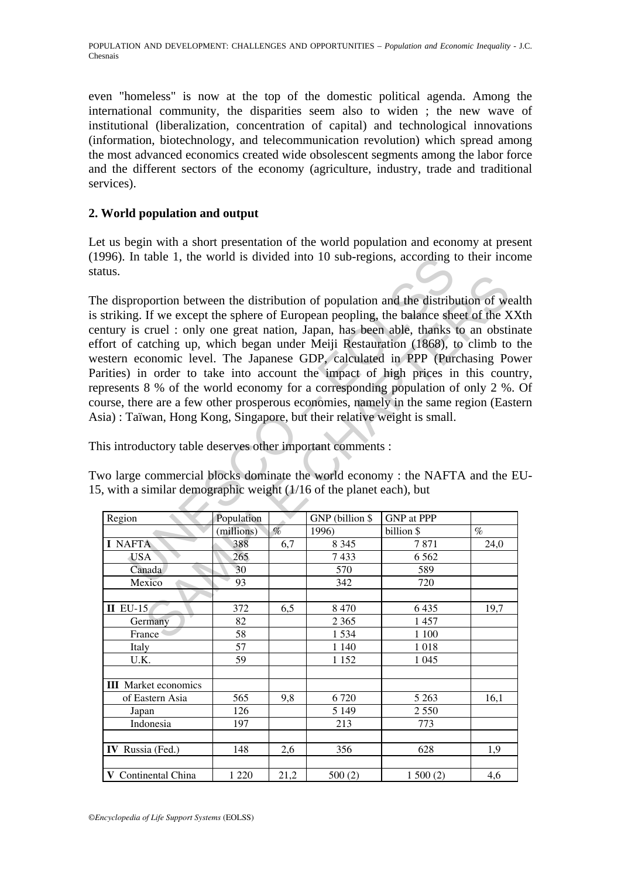even "homeless" is now at the top of the domestic political agenda. Among the international community, the disparities seem also to widen ; the new wave of institutional (liberalization, concentration of capital) and technological innovations (information, biotechnology, and telecommunication revolution) which spread among the most advanced economics created wide obsolescent segments among the labor force and the different sectors of the economy (agriculture, industry, trade and traditional services).

## 2. World population and output

Let us begin with a short presentation of the world population and economy at present (1996). In table 1, the world is divided into 10 sub-regions, according to their income status.

The disproportion between the distribution of population and the distribution of wealth is striking. If we except the sphere of European peopling, the balance sheet of the XXth century is cruel : only one great nation, Japan, has been able, thanks to an obstinate effort of catching up, which began under Meiji Restauration (1868), to climb to the western economic level. The Japanese GDP, calculated in PPP (Purchasing Power Parities) in order to take into account the impact of high prices in this country, represents 8 % of the world economy for a corresponding population of only 2 %. Of course, there are a few other prosperous economies, namely in the same region (Eastern Asia) : Taïwan, Hong Kong, Singapore, but their relative weight is small.

This introductory table deserves other important comments :

Two large commercial blocks dominate the world economy : the NAFTA and the EU-15, with a similar demographic weight (1/16 of the planet each), but

| Region | Population | | GNP (billion $ | GNP at PPP | |
|---|---|---|---|---|---|
| | (millions) | % | 1996) | billion $ | % |
| **I** NAFTA | 388 | 6,7 | 8 345 | 7 871 | 24,0 |
| USA | 265 | | 7 433 | 6 562 | |
| Canada | 30 | | 570 | 589 | |
| Mexico | 93 | | 342 | 720 | |
| | | | | | |
| **II** EU-15 | 372 | 6,5 | 8 470 | 6 435 | 19,7 |
| Germany | 82 | | 2 365 | 1 457 | |
| France | 58 | | 1 534 | 1 100 | |
| Italy | 57 | | 1 140 | 1 018 | |
| U.K. | 59 | | 1 152 | 1 045 | |
| | | | | | |
| **III** Market economics | | | | | |
| of Eastern Asia | 565 | 9,8 | 6 720 | 5 263 | 16,1 |
| Japan | 126 | | 5 149 | 2 550 | |
| Indonesia | 197 | | 213 | 773 | |
| | | | | | |
| **IV** Russia (Fed.) | 148 | 2,6 | 356 | 628 | 1,9 |
| | | | | | |
| **V** Continental China | 1 220 | 21,2 | 500 (2) | 1 500 (2) | 4,6 |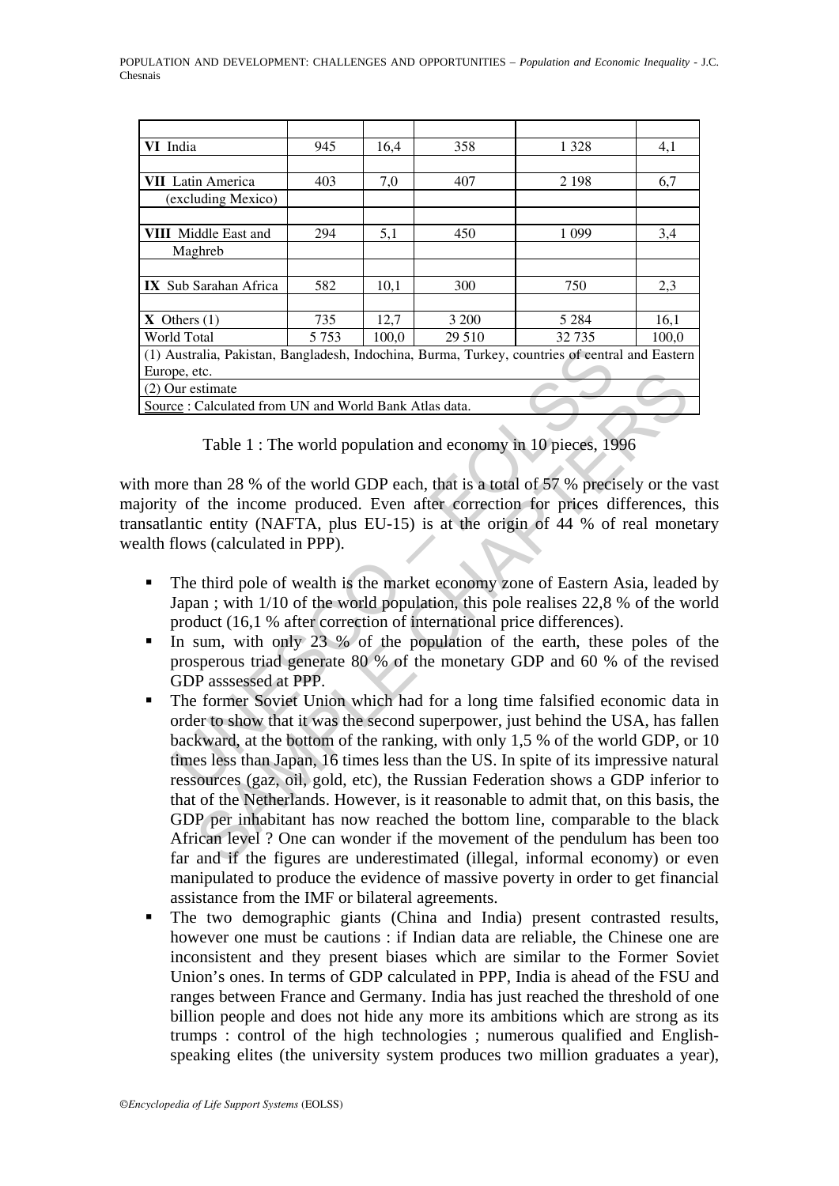| | | | | | |
|---|---|---|---|---|---|
| **VI** India | 945 | 16,4 | 358 | 1 328 | 4,1 |
| | | | | | |
| **VII** Latin America (excluding Mexico) | 403 | 7,0 | 407 | 2 198 | 6,7 |
| | | | | | |
| **VIII** Middle East and Maghreb | 294 | 5,1 | 450 | 1 099 | 3,4 |
| | | | | | |
| **IX** Sub Sarahan Africa | 582 | 10,1 | 300 | 750 | 2,3 |
| | | | | | |
| **X** Others (1) | 735 | 12,7 | 3 200 | 5 284 | 16,1 |
| World Total | 5 753 | 100,0 | 29 510 | 32 735 | 100,0 |
| (1) Australia, Pakistan, Bangladesh, Indochina, Burma, Turkey, countries of central and Eastern Europe, etc. | | | | | |
| (2) Our estimate | | | | | |
| Source : Calculated from UN and World Bank Atlas data. | | | | | |

Table 1 : The world population and economy in 10 pieces, 1996

with more than 28 % of the world GDP each, that is a total of 57 % precisely or the vast majority of the income produced. Even after correction for prices differences, this transatlantic entity (NAFTA, plus EU-15) is at the origin of 44 % of real monetary wealth flows (calculated in PPP).

- The third pole of wealth is the market economy zone of Eastern Asia, leaded by Japan ; with 1/10 of the world population, this pole realises 22,8 % of the world product (16,1 % after correction of international price differences).
- In sum, with only 23 % of the population of the earth, these poles of the prosperous triad generate 80 % of the monetary GDP and 60 % of the revised GDP asssessed at PPP.
- The former Soviet Union which had for a long time falsified economic data in order to show that it was the second superpower, just behind the USA, has fallen backward, at the bottom of the ranking, with only 1,5 % of the world GDP, or 10 times less than Japan, 16 times less than the US. In spite of its impressive natural ressources (gaz, oil, gold, etc), the Russian Federation shows a GDP inferior to that of the Netherlands. However, is it reasonable to admit that, on this basis, the GDP per inhabitant has now reached the bottom line, comparable to the black African level ? One can wonder if the movement of the pendulum has been too far and if the figures are underestimated (illegal, informal economy) or even manipulated to produce the evidence of massive poverty in order to get financial assistance from the IMF or bilateral agreements.
- The two demographic giants (China and India) present contrasted results, however one must be cautions : if Indian data are reliable, the Chinese one are inconsistent and they present biases which are similar to the Former Soviet Union's ones. In terms of GDP calculated in PPP, India is ahead of the FSU and ranges between France and Germany. India has just reached the threshold of one billion people and does not hide any more its ambitions which are strong as its trumps : control of the high technologies ; numerous qualified and English-speaking elites (the university system produces two million graduates a year),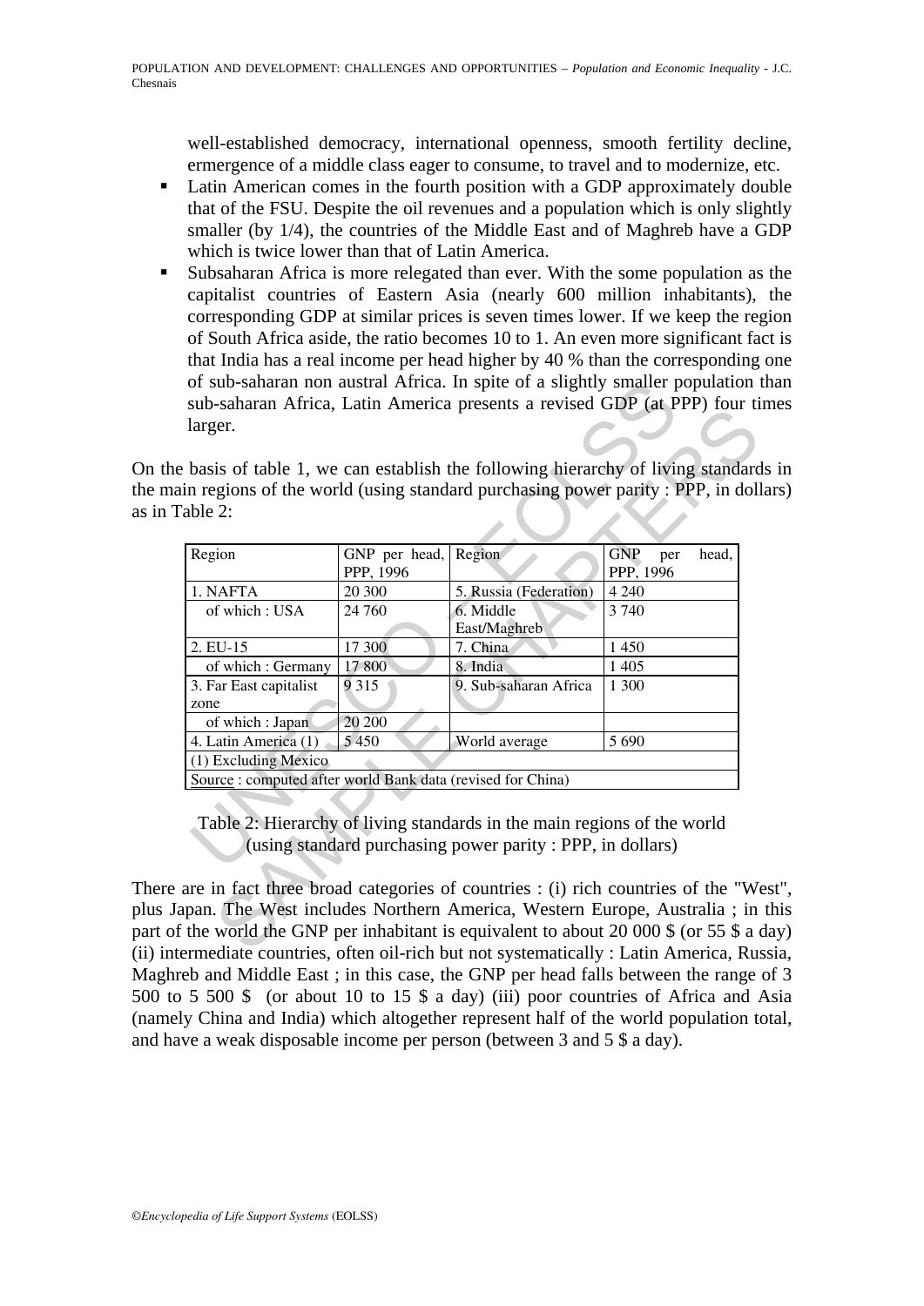well-established democracy, international openness, smooth fertility decline, ermergence of a middle class eager to consume, to travel and to modernize, etc.

- Latin American comes in the fourth position with a GDP approximately double that of the FSU. Despite the oil revenues and a population which is only slightly smaller (by 1/4), the countries of the Middle East and of Maghreb have a GDP which is twice lower than that of Latin America.
- Subsaharan Africa is more relegated than ever. With the some population as the capitalist countries of Eastern Asia (nearly 600 million inhabitants), the corresponding GDP at similar prices is seven times lower. If we keep the region of South Africa aside, the ratio becomes 10 to 1. An even more significant fact is that India has a real income per head higher by 40 % than the corresponding one of sub-saharan non austral Africa. In spite of a slightly smaller population than sub-saharan Africa, Latin America presents a revised GDP (at PPP) four times larger.

On the basis of table 1, we can establish the following hierarchy of living standards in the main regions of the world (using standard purchasing power parity : PPP, in dollars) as in Table 2:

| Region | GNP per head, PPP, 1996 | Region | GNP per head, PPP, 1996 |
|---|---|---|---|
| 1. NAFTA | 20 300 | 5. Russia (Federation) | 4 240 |
| of which : USA | 24 760 | 6. Middle East/Maghreb | 3 740 |
| 2. EU-15 | 17 300 | 7. China | 1 450 |
| of which : Germany | 17 800 | 8. India | 1 405 |
| 3. Far East capitalist zone | 9 315 | 9. Sub-saharan Africa | 1 300 |
| of which : Japan | 20 200 | | |
| 4. Latin America (1) | 5 450 | World average | 5 690 |
| (1) Excluding Mexico | | | |
| Source : computed after world Bank data (revised for China) | | | |

Table 2: Hierarchy of living standards in the main regions of the world (using standard purchasing power parity : PPP, in dollars)

There are in fact three broad categories of countries : (i) rich countries of the "West", plus Japan. The West includes Northern America, Western Europe, Australia ; in this part of the world the GNP per inhabitant is equivalent to about 20 000 $ (or 55 $ a day) (ii) intermediate countries, often oil-rich but not systematically : Latin America, Russia, Maghreb and Middle East ; in this case, the GNP per head falls between the range of 3 500 to 5 500 $ (or about 10 to 15 $ a day) (iii) poor countries of Africa and Asia (namely China and India) which altogether represent half of the world population total, and have a weak disposable income per person (between 3 and 5 $ a day).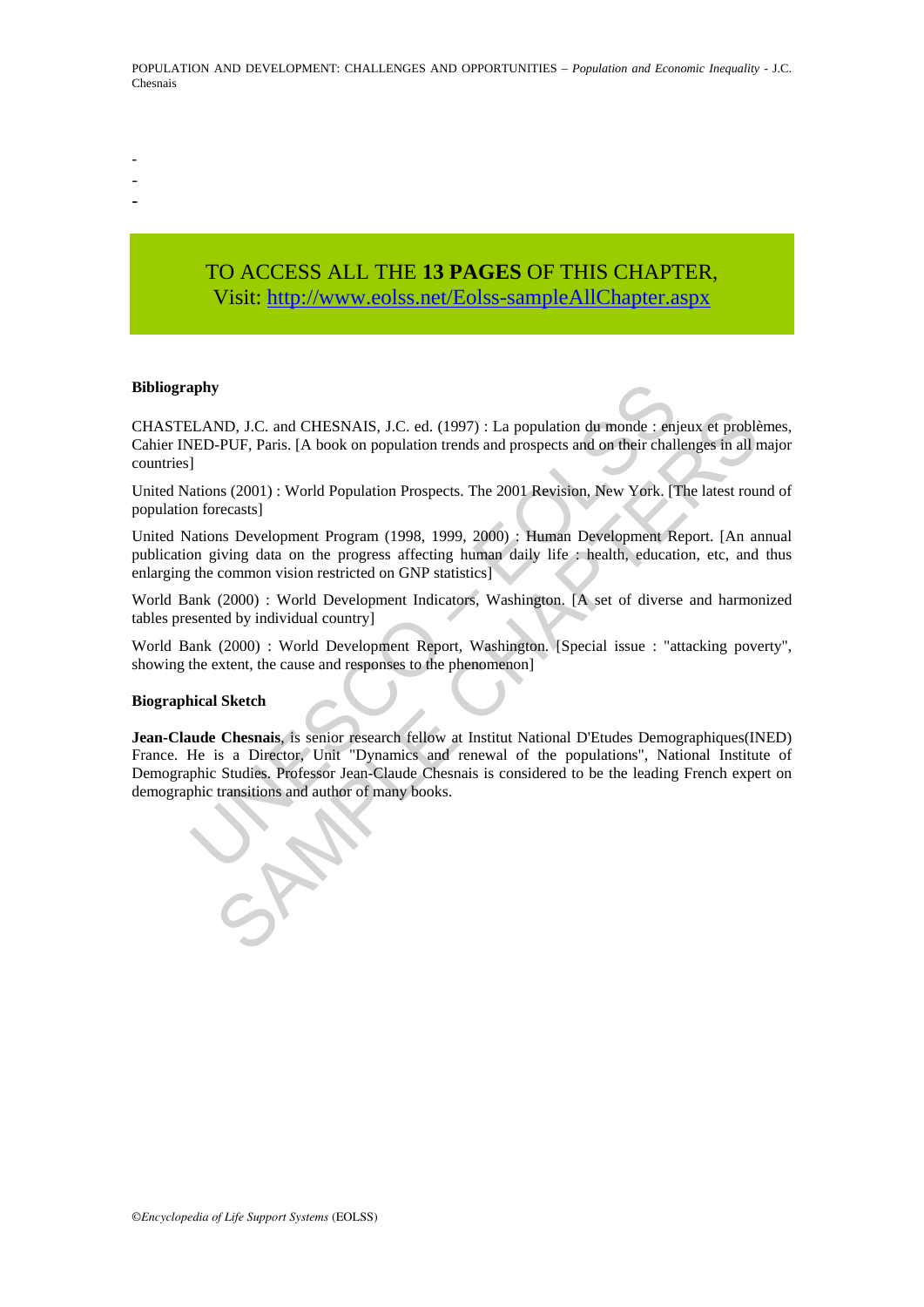-
-
-

TO ACCESS ALL THE **13 PAGES** OF THIS CHAPTER,
Visit: http://www.eolss.net/Eolss-sampleAllChapter.aspx

**Bibliography**

CHASTELAND, J.C. and CHESNAIS, J.C. ed. (1997) : La population du monde : enjeux et problèmes, Cahier INED-PUF, Paris. [A book on population trends and prospects and on their challenges in all major countries]

United Nations (2001) : World Population Prospects. The 2001 Revision, New York. [The latest round of population forecasts]

United Nations Development Program (1998, 1999, 2000) : Human Development Report. [An annual publication giving data on the progress affecting human daily life : health, education, etc, and thus enlarging the common vision restricted on GNP statistics]

World Bank (2000) : World Development Indicators, Washington. [A set of diverse and harmonized tables presented by individual country]

World Bank (2000) : World Development Report, Washington. [Special issue : "attacking poverty", showing the extent, the cause and responses to the phenomenon]

**Biographical Sketch**

**Jean-Claude Chesnais**, is senior research fellow at Institut National D'Etudes Demographiques(INED) France. He is a Director, Unit "Dynamics and renewal of the populations", National Institute of Demographic Studies. Professor Jean-Claude Chesnais is considered to be the leading French expert on demographic transitions and author of many books.